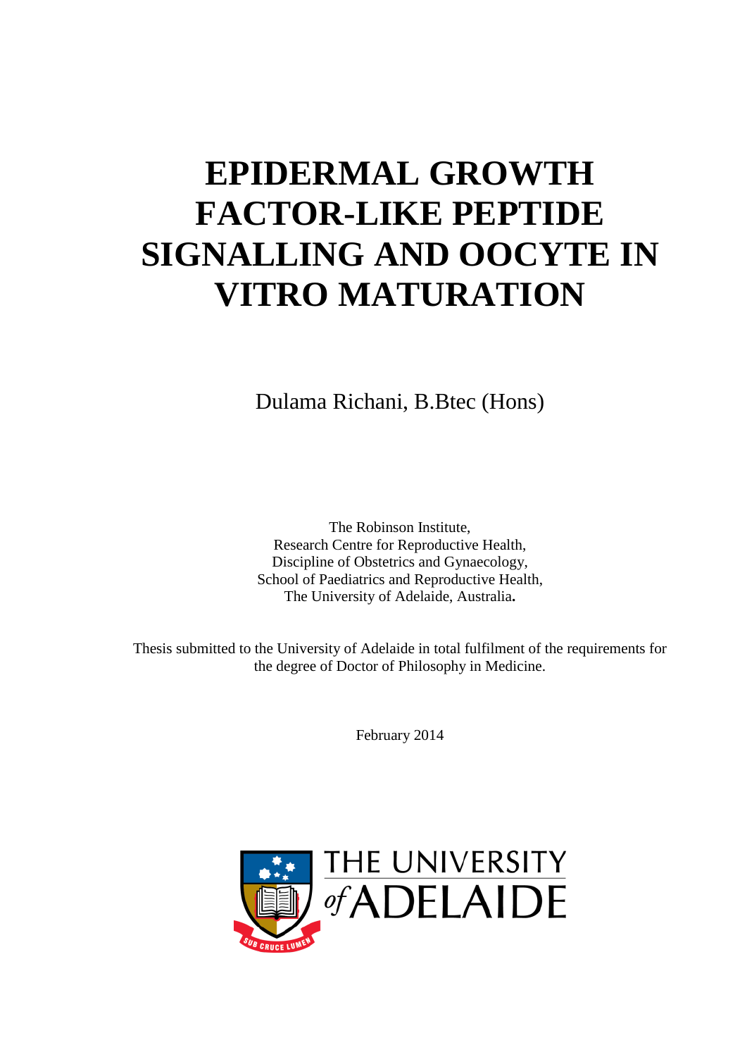# EPIDERMAL GROWTH FACTOR-LIKE PEPTIDE SIGNALLING AND OOCYTE IN VITRO MATURATION

Dulama Richani, B.Btec (Hons)

The Robinson Institute,
Research Centre for Reproductive Health,
Discipline of Obstetrics and Gynaecology,
School of Paediatrics and Reproductive Health,
The University of Adelaide, Australia.

Thesis submitted to the University of Adelaide in total fulfilment of the requirements for the degree of Doctor of Philosophy in Medicine.

February 2014

THE UNIVERSITY of ADELAIDE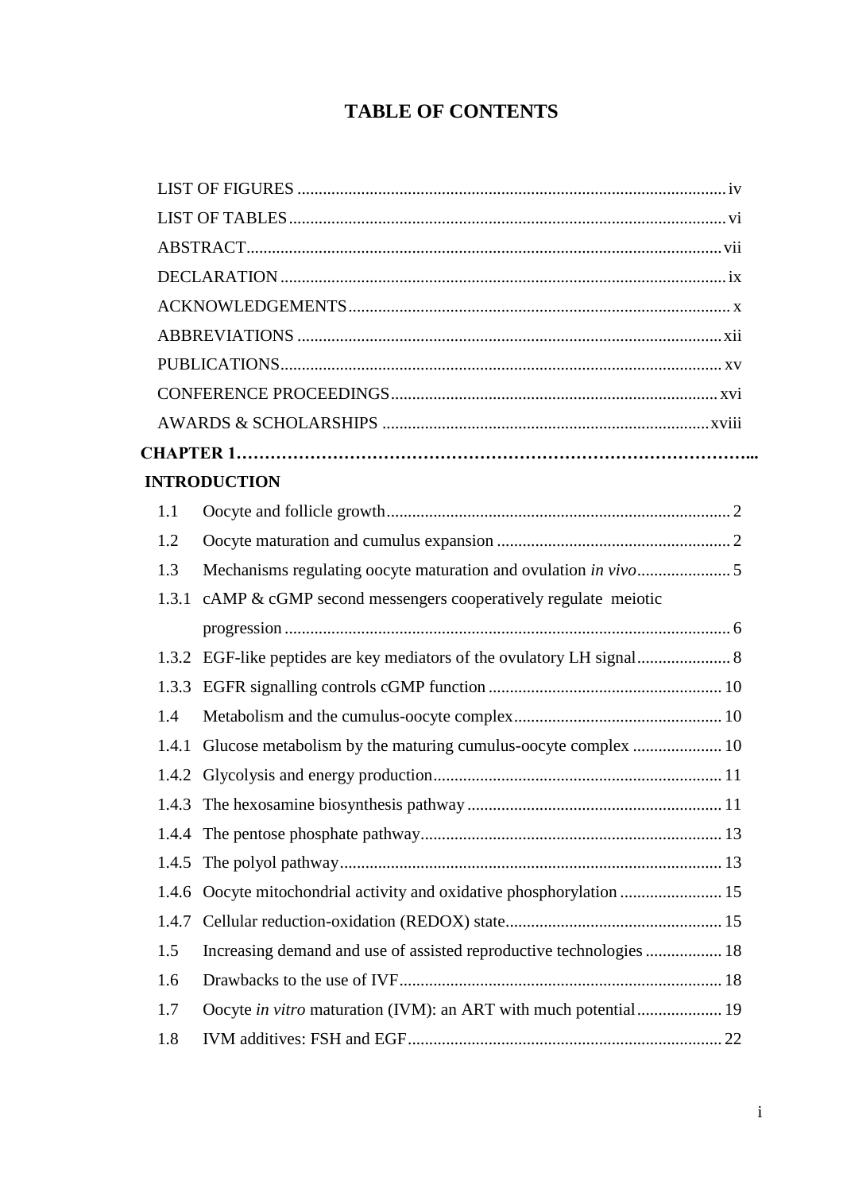# TABLE OF CONTENTS

LIST OF FIGURES ........................................................................................................ iv

LIST OF TABLES .......................................................................................................... vi

ABSTRACT ..................................................................................................................... vii

DECLARATION ............................................................................................................. ix

ACKNOWLEDGEMENTS ............................................................................................. x

ABBREVIATIONS ......................................................................................................... xii

PUBLICATIONS ............................................................................................................. xv

CONFERENCE PROCEEDINGS .................................................................................. xvi

AWARDS & SCHOLARSHIPS .................................................................................... xviii

**CHAPTER 1……………………………………………………………………………...**

**INTRODUCTION**

1.1 Oocyte and follicle growth ................................................................................. 2

1.2 Oocyte maturation and cumulus expansion ....................................................... 2

1.3 Mechanisms regulating oocyte maturation and ovulation *in vivo* ...................... 5

1.3.1 cAMP & cGMP second messengers cooperatively regulate meiotic progression ........................................................................................................ 6

1.3.2 EGF-like peptides are key mediators of the ovulatory LH signal ...................... 8

1.3.3 EGFR signalling controls cGMP function ....................................................... 10

1.4 Metabolism and the cumulus-oocyte complex ................................................. 10

1.4.1 Glucose metabolism by the maturing cumulus-oocyte complex ..................... 10

1.4.2 Glycolysis and energy production .................................................................... 11

1.4.3 The hexosamine biosynthesis pathway ............................................................ 11

1.4.4 The pentose phosphate pathway ....................................................................... 13

1.4.5 The polyol pathway .......................................................................................... 13

1.4.6 Oocyte mitochondrial activity and oxidative phosphorylation ........................ 15

1.4.7 Cellular reduction-oxidation (REDOX) state ................................................... 15

1.5 Increasing demand and use of assisted reproductive technologies .................. 18

1.6 Drawbacks to the use of IVF ............................................................................ 18

1.7 Oocyte *in vitro* maturation (IVM): an ART with much potential .................... 19

1.8 IVM additives: FSH and EGF .......................................................................... 22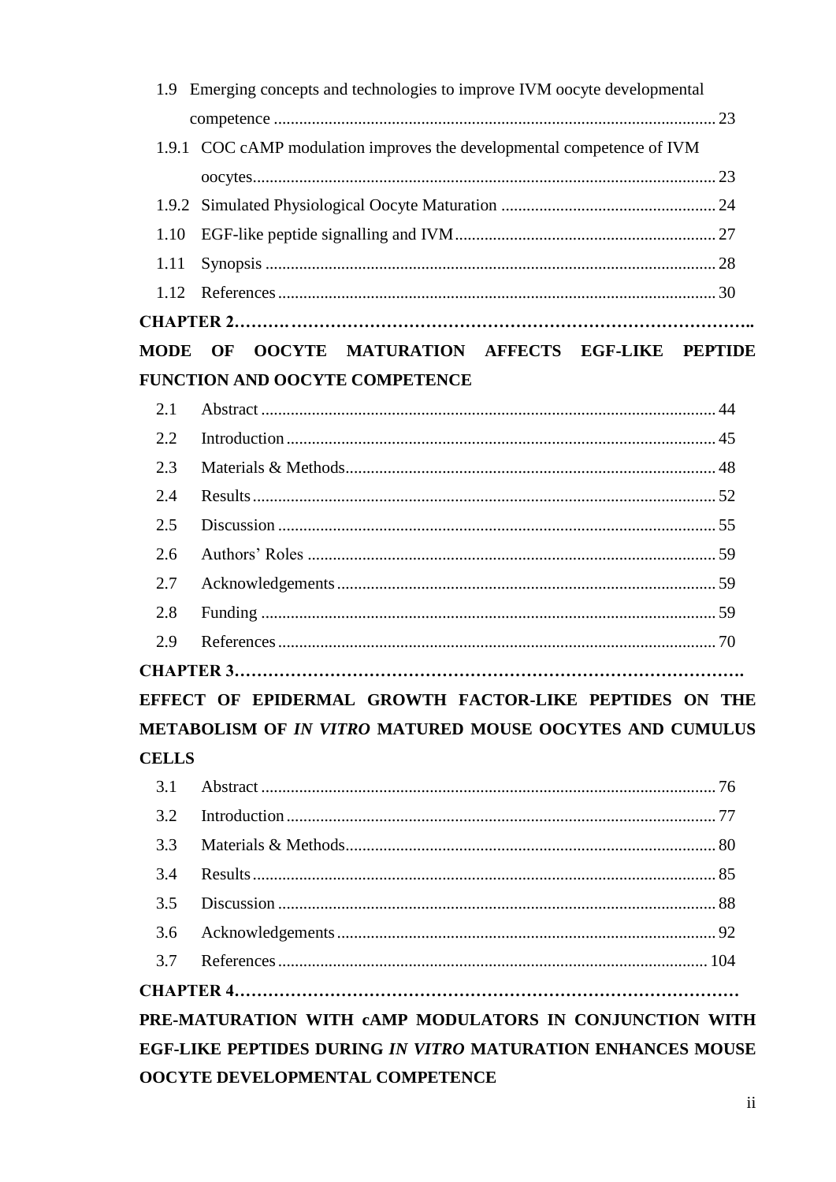1.9 Emerging concepts and technologies to improve IVM oocyte developmental competence ........ 23

1.9.1 COC cAMP modulation improves the developmental competence of IVM oocytes........ 23

1.9.2 Simulated Physiological Oocyte Maturation ........ 24

1.10 EGF-like peptide signalling and IVM........ 27

1.11 Synopsis ........ 28

1.12 References........ 30

**CHAPTER 2……………………………………………………………………………..**

**MODE OF OOCYTE MATURATION AFFECTS EGF-LIKE PEPTIDE FUNCTION AND OOCYTE COMPETENCE**

2.1 Abstract ........ 44

2.2 Introduction ........ 45

2.3 Materials & Methods........ 48

2.4 Results........ 52

2.5 Discussion ........ 55

2.6 Authors' Roles ........ 59

2.7 Acknowledgements ........ 59

2.8 Funding ........ 59

2.9 References........ 70

**CHAPTER 3………………………………………………………………………………….**

**EFFECT OF EPIDERMAL GROWTH FACTOR-LIKE PEPTIDES ON THE METABOLISM OF *IN VITRO* MATURED MOUSE OOCYTES AND CUMULUS CELLS**

3.1 Abstract ........ 76

3.2 Introduction ........ 77

3.3 Materials & Methods........ 80

3.4 Results........ 85

3.5 Discussion ........ 88

3.6 Acknowledgements ........ 92

3.7 References........ 104

**CHAPTER 4…………………………………………………………………………………**

**PRE-MATURATION WITH cAMP MODULATORS IN CONJUNCTION WITH EGF-LIKE PEPTIDES DURING *IN VITRO* MATURATION ENHANCES MOUSE OOCYTE DEVELOPMENTAL COMPETENCE**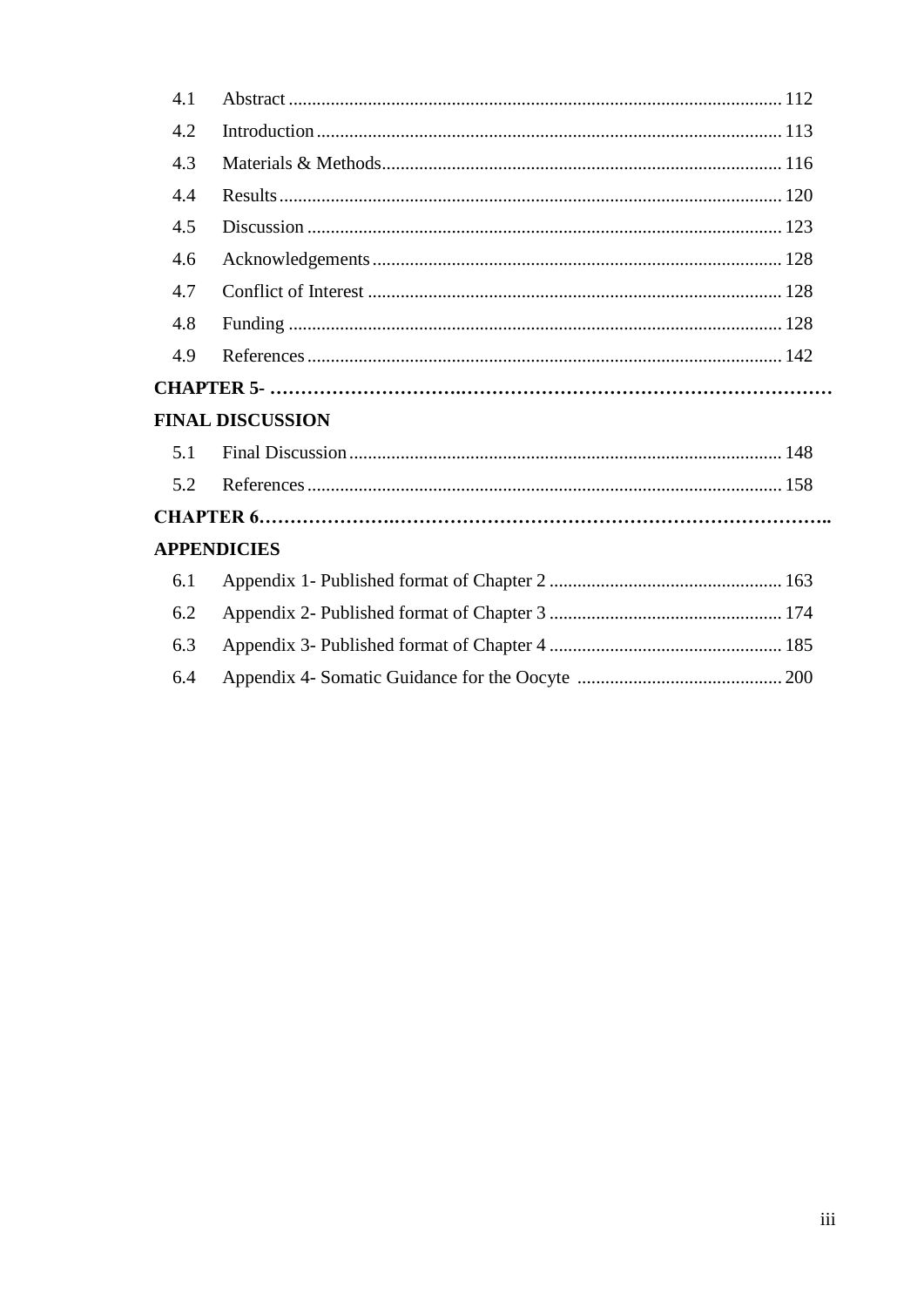4.1 Abstract ........................................................................................................ 112

4.2 Introduction .................................................................................................. 113

4.3 Materials & Methods.................................................................................... 116

4.4 Results .......................................................................................................... 120

4.5 Discussion .................................................................................................... 123

4.6 Acknowledgements ...................................................................................... 128

4.7 Conflict of Interest ....................................................................................... 128

4.8 Funding ........................................................................................................ 128

4.9 References .................................................................................................... 142

**CHAPTER 5- …………………………………………………………………………………**

**FINAL DISCUSSION**

5.1 Final Discussion ........................................................................................... 148

5.2 References .................................................................................................... 158

**CHAPTER 6.………………………………………………………………………………..**

**APPENDICIES**

6.1 Appendix 1- Published format of Chapter 2 ................................................. 163

6.2 Appendix 2- Published format of Chapter 3 ................................................. 174

6.3 Appendix 3- Published format of Chapter 4 ................................................. 185

6.4 Appendix 4- Somatic Guidance for the Oocyte ........................................... 200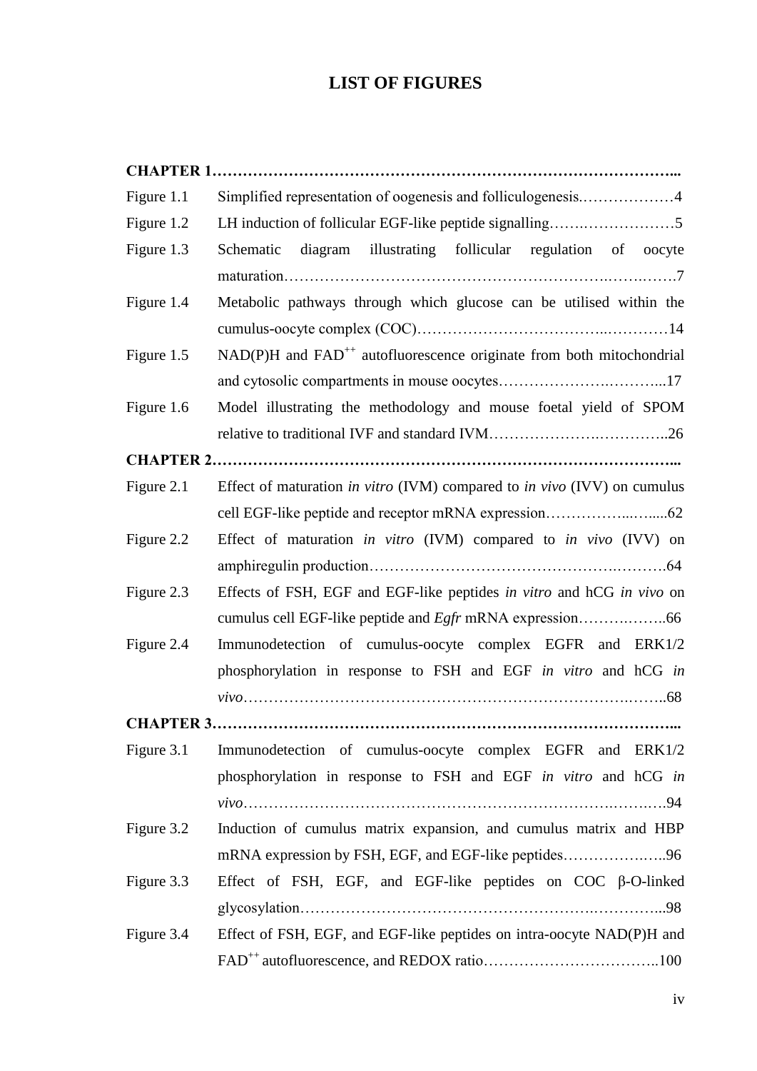# LIST OF FIGURES

**CHAPTER 1**

| | | |
|---|---|---|
| Figure 1.1 | Simplified representation of oogenesis and folliculogenesis. | 4 |
| Figure 1.2 | LH induction of follicular EGF-like peptide signalling | 5 |
| Figure 1.3 | Schematic diagram illustrating follicular regulation of oocyte maturation | 7 |
| Figure 1.4 | Metabolic pathways through which glucose can be utilised within the cumulus-oocyte complex (COC) | 14 |
| Figure 1.5 | NAD(P)H and $FAD^{++}$ autofluorescence originate from both mitochondrial and cytosolic compartments in mouse oocytes | 17 |
| Figure 1.6 | Model illustrating the methodology and mouse foetal yield of SPOM relative to traditional IVF and standard IVM | 26 |

**CHAPTER 2**

| | | |
|---|---|---|
| Figure 2.1 | Effect of maturation *in vitro* (IVM) compared to *in vivo* (IVV) on cumulus cell EGF-like peptide and receptor mRNA expression | 62 |
| Figure 2.2 | Effect of maturation *in vitro* (IVM) compared to *in vivo* (IVV) on amphiregulin production | 64 |
| Figure 2.3 | Effects of FSH, EGF and EGF-like peptides *in vitro* and hCG *in vivo* on cumulus cell EGF-like peptide and *Egfr* mRNA expression | 66 |
| Figure 2.4 | Immunodetection of cumulus-oocyte complex EGFR and ERK1/2 phosphorylation in response to FSH and EGF *in vitro* and hCG *in vivo* | 68 |

**CHAPTER 3**

| | | |
|---|---|---|
| Figure 3.1 | Immunodetection of cumulus-oocyte complex EGFR and ERK1/2 phosphorylation in response to FSH and EGF *in vitro* and hCG *in vivo* | 94 |
| Figure 3.2 | Induction of cumulus matrix expansion, and cumulus matrix and HBP mRNA expression by FSH, EGF, and EGF-like peptides | 96 |
| Figure 3.3 | Effect of FSH, EGF, and EGF-like peptides on COC β-O-linked glycosylation | 98 |
| Figure 3.4 | Effect of FSH, EGF, and EGF-like peptides on intra-oocyte NAD(P)H and $FAD^{++}$ autofluorescence, and REDOX ratio | 100 |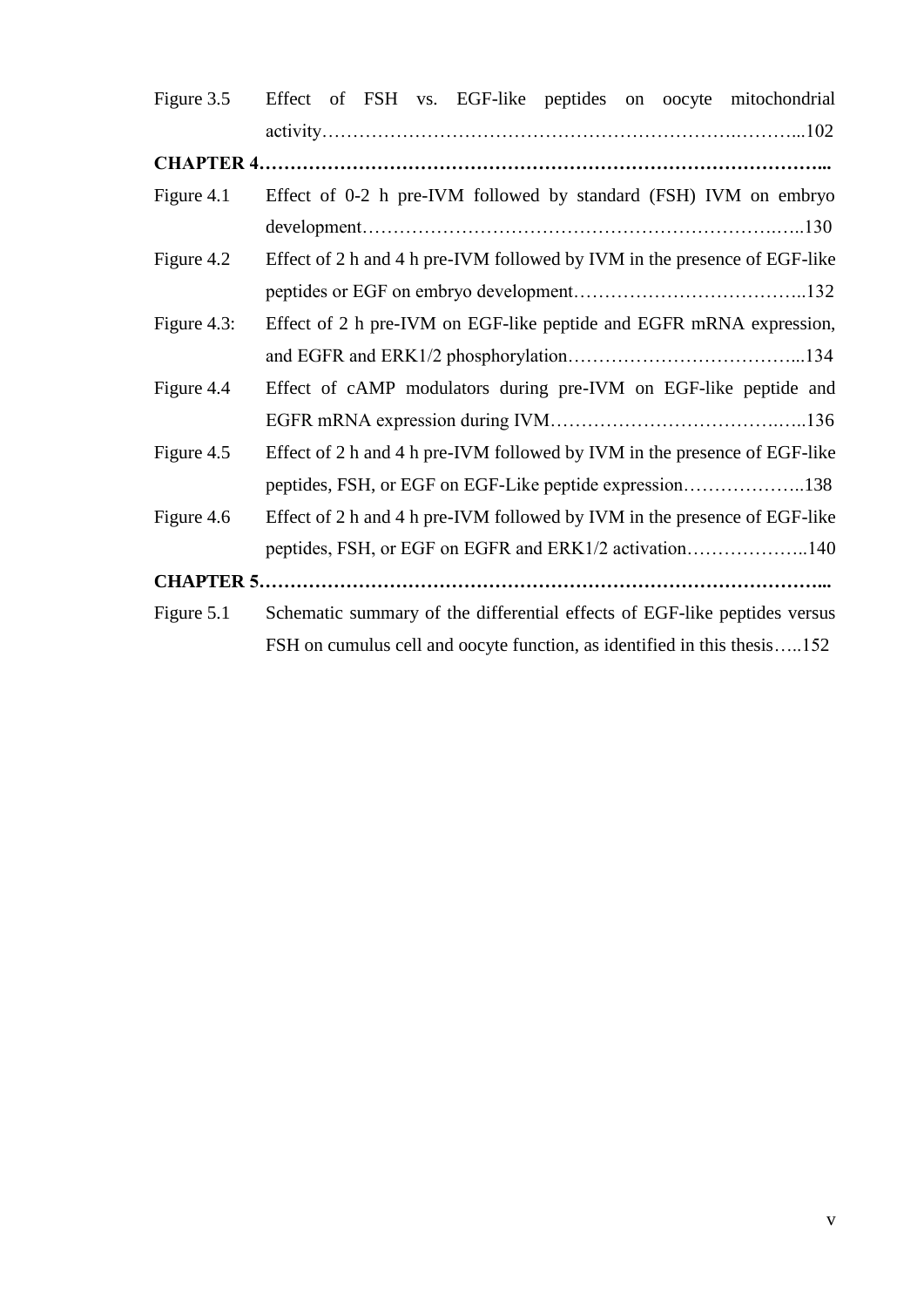Figure 3.5 Effect of FSH vs. EGF-like peptides on oocyte mitochondrial activity……………………………………………………………….………...102

**CHAPTER 4………………………………………………………………………………...**

Figure 4.1 Effect of 0-2 h pre-IVM followed by standard (FSH) IVM on embryo development……………………………………………………………….…..130

Figure 4.2 Effect of 2 h and 4 h pre-IVM followed by IVM in the presence of EGF-like peptides or EGF on embryo development………………………………..132

Figure 4.3: Effect of 2 h pre-IVM on EGF-like peptide and EGFR mRNA expression, and EGFR and ERK1/2 phosphorylation………………………………...134

Figure 4.4 Effect of cAMP modulators during pre-IVM on EGF-like peptide and EGFR mRNA expression during IVM…………………………………..…..136

Figure 4.5 Effect of 2 h and 4 h pre-IVM followed by IVM in the presence of EGF-like peptides, FSH, or EGF on EGF-Like peptide expression………………..138

Figure 4.6 Effect of 2 h and 4 h pre-IVM followed by IVM in the presence of EGF-like peptides, FSH, or EGF on EGFR and ERK1/2 activation………………..140

**CHAPTER 5………………………………………………………………………………...**

Figure 5.1 Schematic summary of the differential effects of EGF-like peptides versus FSH on cumulus cell and oocyte function, as identified in this thesis…..152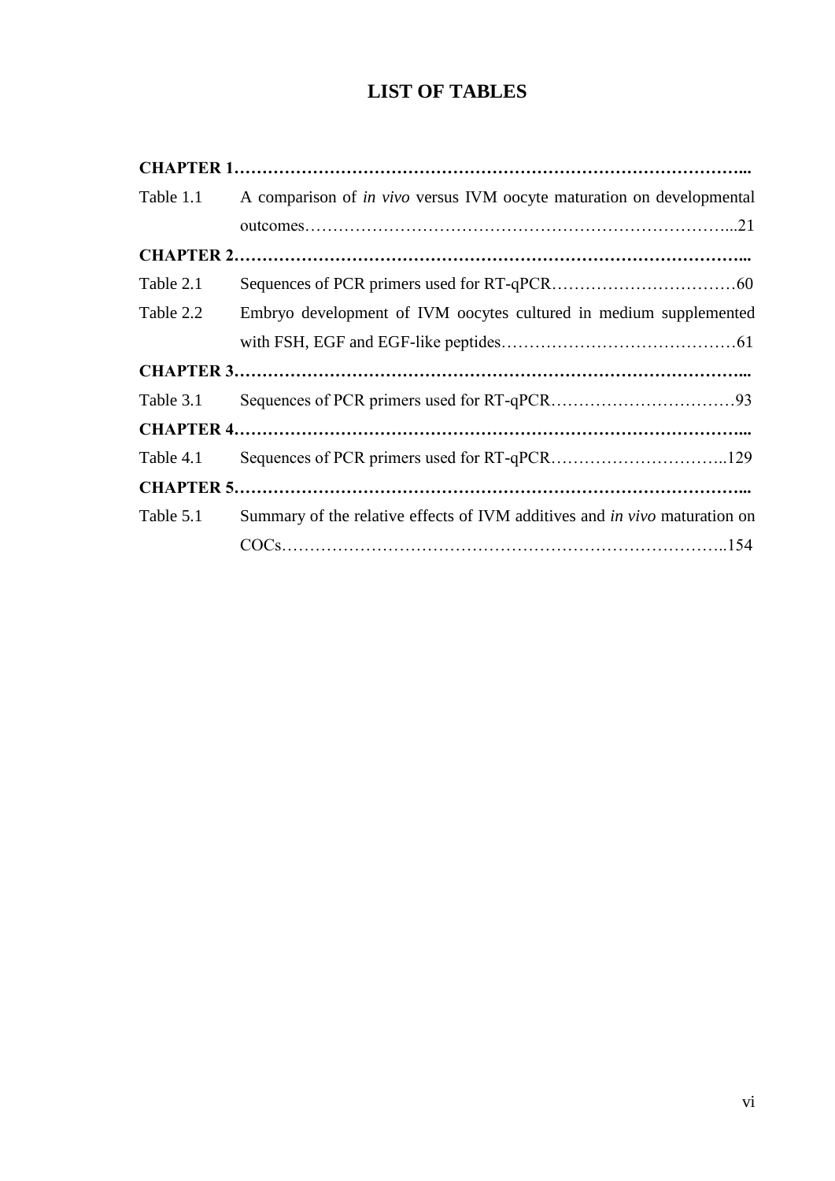# LIST OF TABLES

**CHAPTER 1……………………………………………………………………………...**

Table 1.1 A comparison of *in vivo* versus IVM oocyte maturation on developmental outcomes…………………………………………………………………...21

**CHAPTER 2……………………………………………………………………………...**

Table 2.1 Sequences of PCR primers used for RT-qPCR……………………………60

Table 2.2 Embryo development of IVM oocytes cultured in medium supplemented with FSH, EGF and EGF-like peptides……………………………………61

**CHAPTER 3……………………………………………………………………………...**

Table 3.1 Sequences of PCR primers used for RT-qPCR……………………………93

**CHAPTER 4……………………………………………………………………………...**

Table 4.1 Sequences of PCR primers used for RT-qPCR…………………………..129

**CHAPTER 5……………………………………………………………………………...**

Table 5.1 Summary of the relative effects of IVM additives and *in vivo* maturation on COCs……………………………………………………………………..154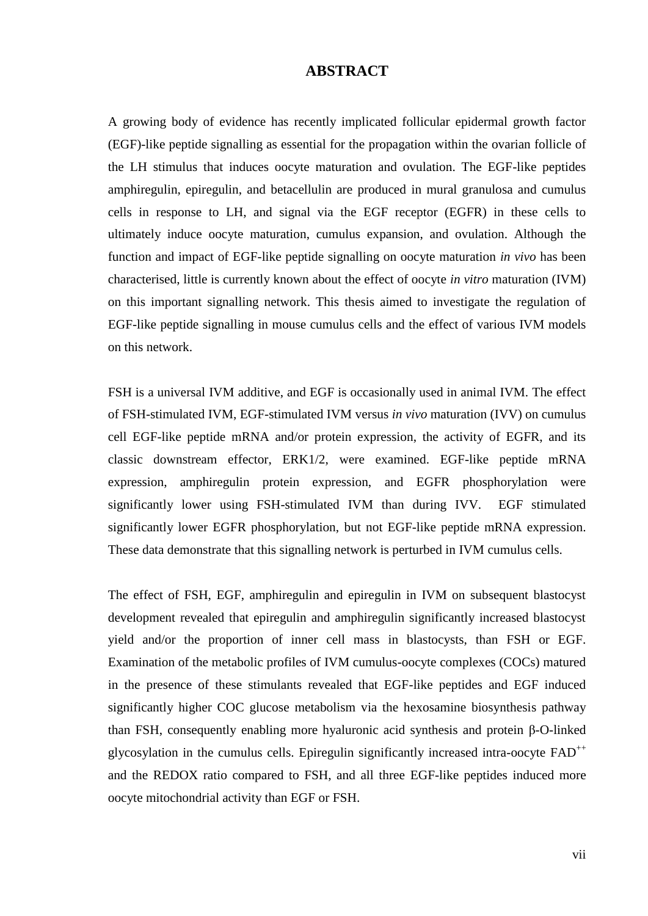# ABSTRACT

A growing body of evidence has recently implicated follicular epidermal growth factor (EGF)-like peptide signalling as essential for the propagation within the ovarian follicle of the LH stimulus that induces oocyte maturation and ovulation. The EGF-like peptides amphiregulin, epiregulin, and betacellulin are produced in mural granulosa and cumulus cells in response to LH, and signal via the EGF receptor (EGFR) in these cells to ultimately induce oocyte maturation, cumulus expansion, and ovulation. Although the function and impact of EGF-like peptide signalling on oocyte maturation *in vivo* has been characterised, little is currently known about the effect of oocyte *in vitro* maturation (IVM) on this important signalling network. This thesis aimed to investigate the regulation of EGF-like peptide signalling in mouse cumulus cells and the effect of various IVM models on this network.

FSH is a universal IVM additive, and EGF is occasionally used in animal IVM. The effect of FSH-stimulated IVM, EGF-stimulated IVM versus *in vivo* maturation (IVV) on cumulus cell EGF-like peptide mRNA and/or protein expression, the activity of EGFR, and its classic downstream effector, ERK1/2, were examined. EGF-like peptide mRNA expression, amphiregulin protein expression, and EGFR phosphorylation were significantly lower using FSH-stimulated IVM than during IVV. EGF stimulated significantly lower EGFR phosphorylation, but not EGF-like peptide mRNA expression. These data demonstrate that this signalling network is perturbed in IVM cumulus cells.

The effect of FSH, EGF, amphiregulin and epiregulin in IVM on subsequent blastocyst development revealed that epiregulin and amphiregulin significantly increased blastocyst yield and/or the proportion of inner cell mass in blastocysts, than FSH or EGF. Examination of the metabolic profiles of IVM cumulus-oocyte complexes (COCs) matured in the presence of these stimulants revealed that EGF-like peptides and EGF induced significantly higher COC glucose metabolism via the hexosamine biosynthesis pathway than FSH, consequently enabling more hyaluronic acid synthesis and protein β-O-linked glycosylation in the cumulus cells. Epiregulin significantly increased intra-oocyte $FAD^{++}$ and the REDOX ratio compared to FSH, and all three EGF-like peptides induced more oocyte mitochondrial activity than EGF or FSH.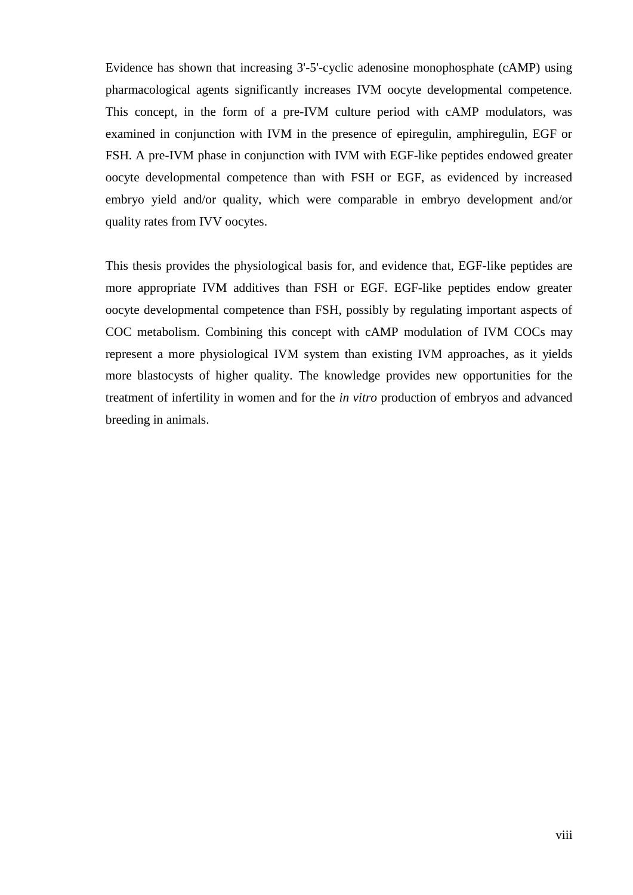Evidence has shown that increasing 3'-5'-cyclic adenosine monophosphate (cAMP) using pharmacological agents significantly increases IVM oocyte developmental competence. This concept, in the form of a pre-IVM culture period with cAMP modulators, was examined in conjunction with IVM in the presence of epiregulin, amphiregulin, EGF or FSH. A pre-IVM phase in conjunction with IVM with EGF-like peptides endowed greater oocyte developmental competence than with FSH or EGF, as evidenced by increased embryo yield and/or quality, which were comparable in embryo development and/or quality rates from IVV oocytes.

This thesis provides the physiological basis for, and evidence that, EGF-like peptides are more appropriate IVM additives than FSH or EGF. EGF-like peptides endow greater oocyte developmental competence than FSH, possibly by regulating important aspects of COC metabolism. Combining this concept with cAMP modulation of IVM COCs may represent a more physiological IVM system than existing IVM approaches, as it yields more blastocysts of higher quality. The knowledge provides new opportunities for the treatment of infertility in women and for the *in vitro* production of embryos and advanced breeding in animals.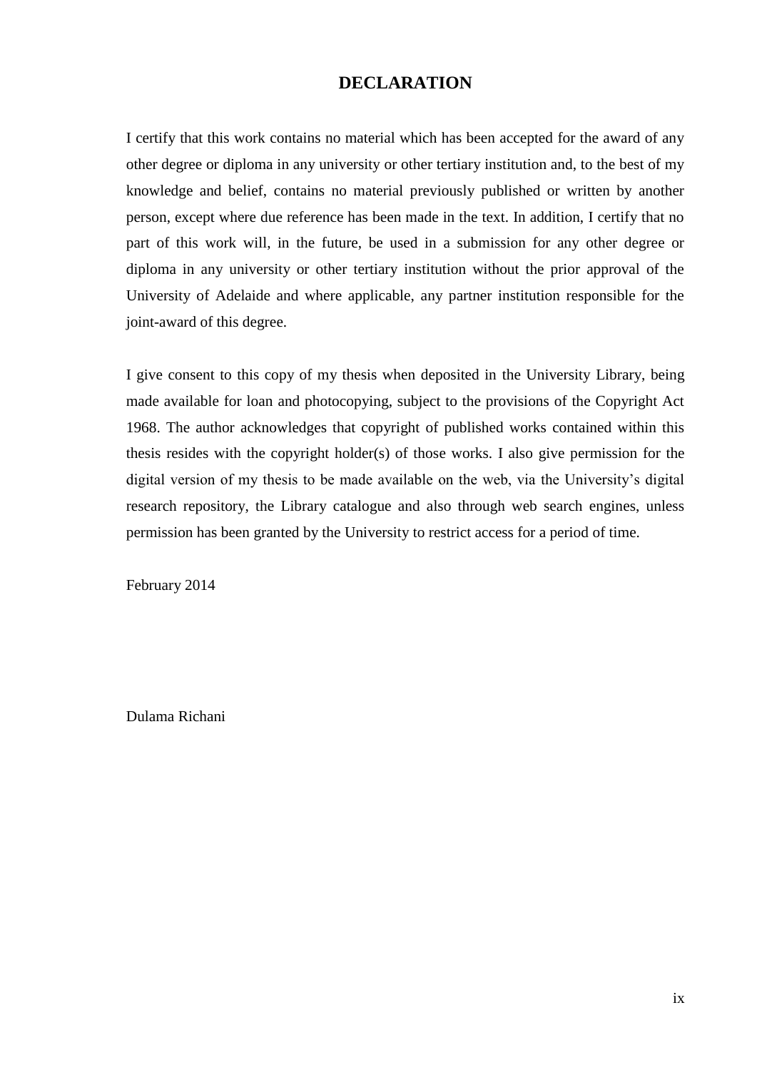# DECLARATION

I certify that this work contains no material which has been accepted for the award of any other degree or diploma in any university or other tertiary institution and, to the best of my knowledge and belief, contains no material previously published or written by another person, except where due reference has been made in the text. In addition, I certify that no part of this work will, in the future, be used in a submission for any other degree or diploma in any university or other tertiary institution without the prior approval of the University of Adelaide and where applicable, any partner institution responsible for the joint-award of this degree.

I give consent to this copy of my thesis when deposited in the University Library, being made available for loan and photocopying, subject to the provisions of the Copyright Act 1968. The author acknowledges that copyright of published works contained within this thesis resides with the copyright holder(s) of those works. I also give permission for the digital version of my thesis to be made available on the web, via the University's digital research repository, the Library catalogue and also through web search engines, unless permission has been granted by the University to restrict access for a period of time.

February 2014

Dulama Richani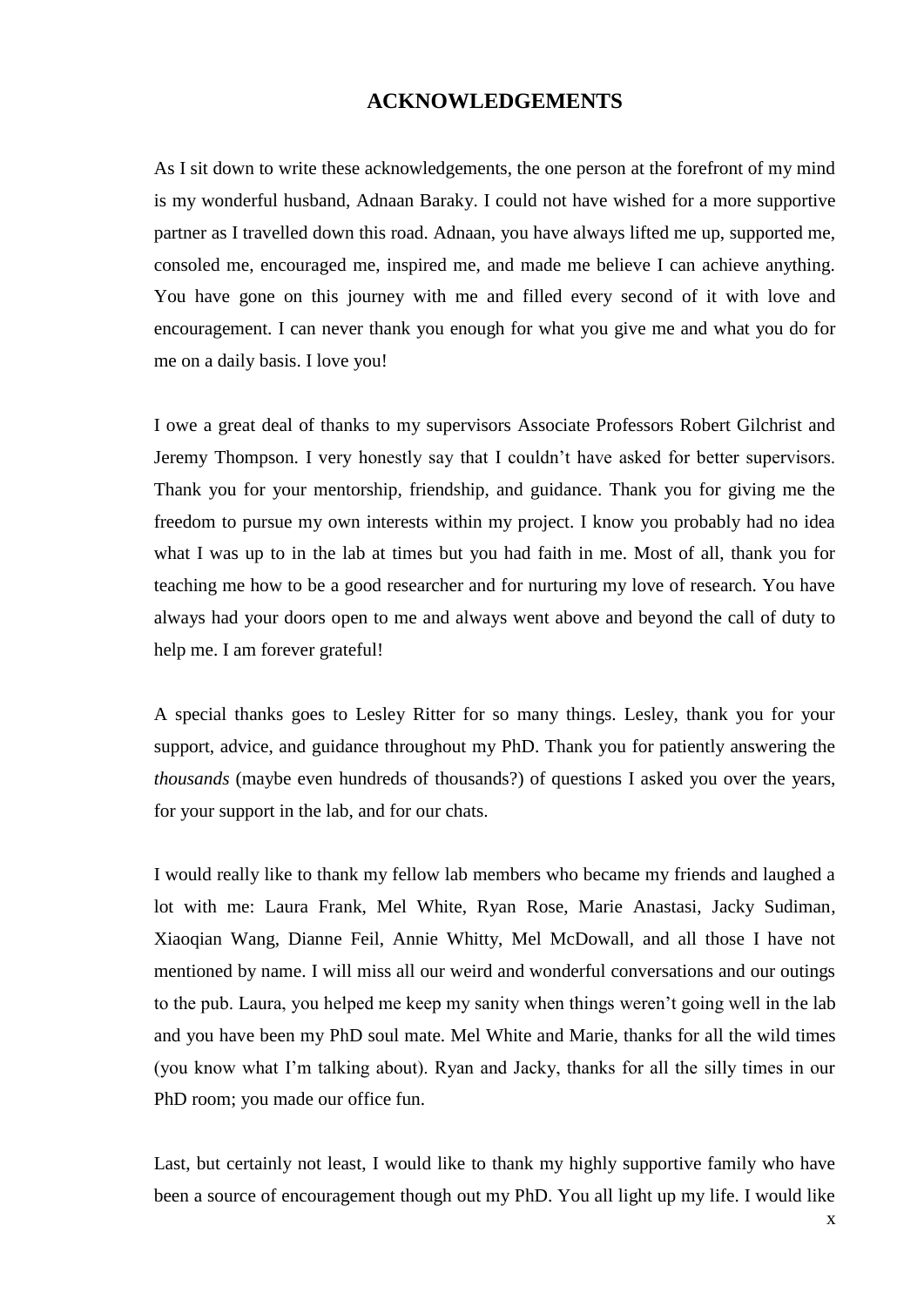# ACKNOWLEDGEMENTS

As I sit down to write these acknowledgements, the one person at the forefront of my mind is my wonderful husband, Adnaan Baraky. I could not have wished for a more supportive partner as I travelled down this road. Adnaan, you have always lifted me up, supported me, consoled me, encouraged me, inspired me, and made me believe I can achieve anything. You have gone on this journey with me and filled every second of it with love and encouragement. I can never thank you enough for what you give me and what you do for me on a daily basis. I love you!

I owe a great deal of thanks to my supervisors Associate Professors Robert Gilchrist and Jeremy Thompson. I very honestly say that I couldn't have asked for better supervisors. Thank you for your mentorship, friendship, and guidance. Thank you for giving me the freedom to pursue my own interests within my project. I know you probably had no idea what I was up to in the lab at times but you had faith in me. Most of all, thank you for teaching me how to be a good researcher and for nurturing my love of research. You have always had your doors open to me and always went above and beyond the call of duty to help me. I am forever grateful!

A special thanks goes to Lesley Ritter for so many things. Lesley, thank you for your support, advice, and guidance throughout my PhD. Thank you for patiently answering the *thousands* (maybe even hundreds of thousands?) of questions I asked you over the years, for your support in the lab, and for our chats.

I would really like to thank my fellow lab members who became my friends and laughed a lot with me: Laura Frank, Mel White, Ryan Rose, Marie Anastasi, Jacky Sudiman, Xiaoqian Wang, Dianne Feil, Annie Whitty, Mel McDowall, and all those I have not mentioned by name. I will miss all our weird and wonderful conversations and our outings to the pub. Laura, you helped me keep my sanity when things weren't going well in the lab and you have been my PhD soul mate. Mel White and Marie, thanks for all the wild times (you know what I'm talking about). Ryan and Jacky, thanks for all the silly times in our PhD room; you made our office fun.

Last, but certainly not least, I would like to thank my highly supportive family who have been a source of encouragement though out my PhD. You all light up my life. I would like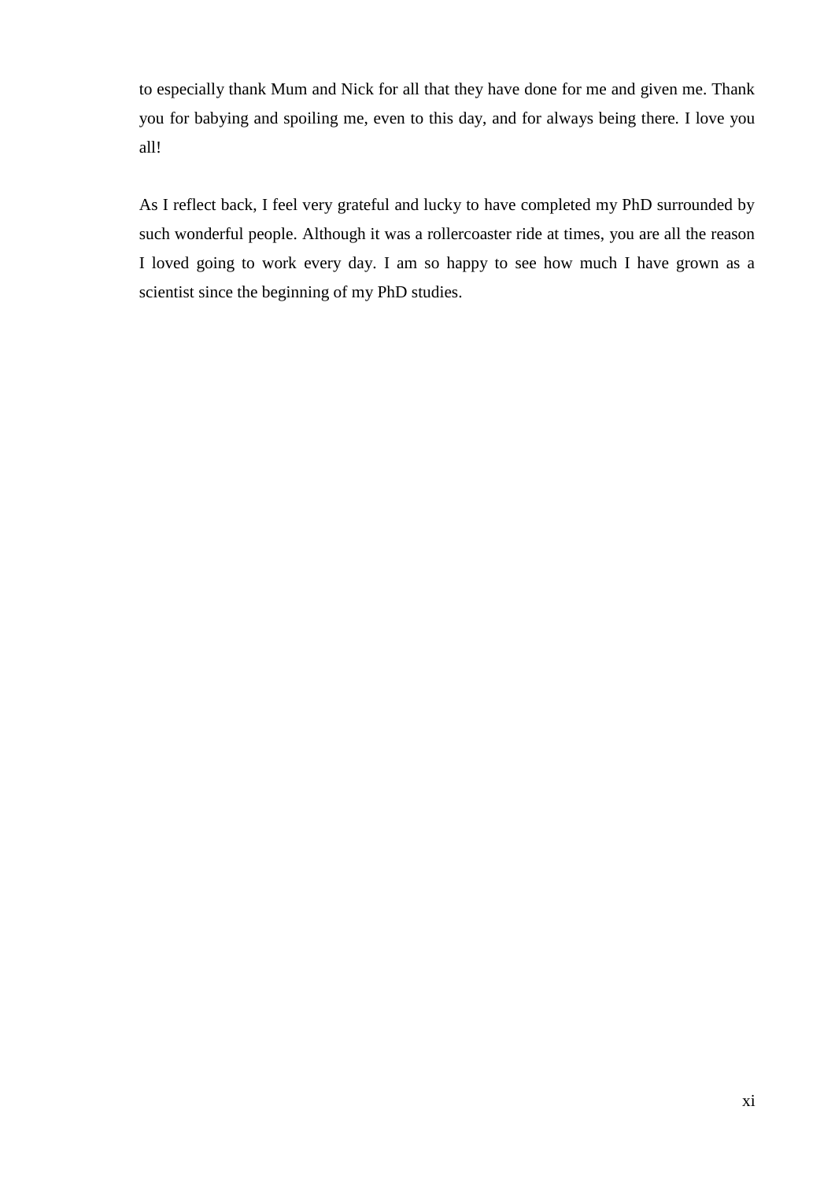to especially thank Mum and Nick for all that they have done for me and given me. Thank you for babying and spoiling me, even to this day, and for always being there. I love you all!

As I reflect back, I feel very grateful and lucky to have completed my PhD surrounded by such wonderful people. Although it was a rollercoaster ride at times, you are all the reason I loved going to work every day. I am so happy to see how much I have grown as a scientist since the beginning of my PhD studies.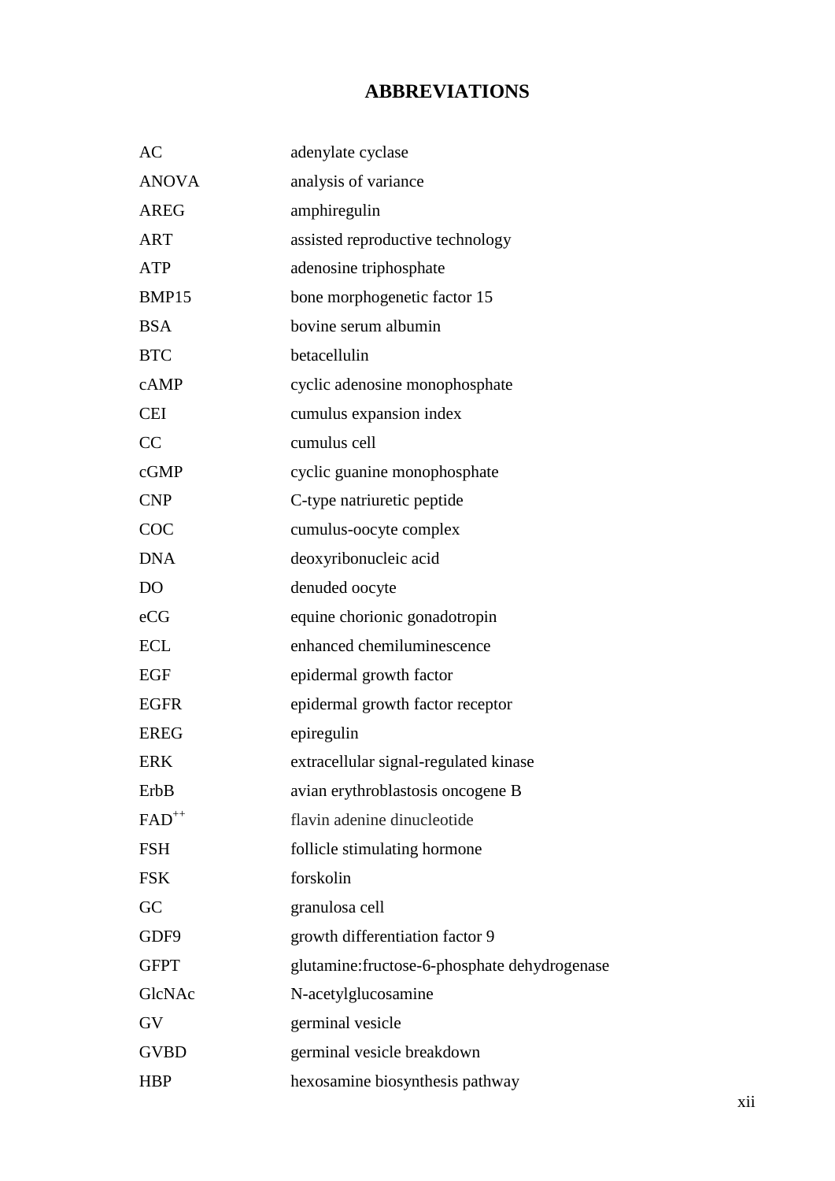# ABBREVIATIONS

| | |
|---|---|
| AC | adenylate cyclase |
| ANOVA | analysis of variance |
| AREG | amphiregulin |
| ART | assisted reproductive technology |
| ATP | adenosine triphosphate |
| BMP15 | bone morphogenetic factor 15 |
| BSA | bovine serum albumin |
| BTC | betacellulin |
| cAMP | cyclic adenosine monophosphate |
| CEI | cumulus expansion index |
| CC | cumulus cell |
| cGMP | cyclic guanine monophosphate |
| CNP | C-type natriuretic peptide |
| COC | cumulus-oocyte complex |
| DNA | deoxyribonucleic acid |
| DO | denuded oocyte |
| eCG | equine chorionic gonadotropin |
| ECL | enhanced chemiluminescence |
| EGF | epidermal growth factor |
| EGFR | epidermal growth factor receptor |
| EREG | epiregulin |
| ERK | extracellular signal-regulated kinase |
| ErbB | avian erythroblastosis oncogene B |
| $FAD^{++}$ | flavin adenine dinucleotide |
| FSH | follicle stimulating hormone |
| FSK | forskolin |
| GC | granulosa cell |
| GDF9 | growth differentiation factor 9 |
| GFPT | glutamine:fructose-6-phosphate dehydrogenase |
| GlcNAc | N-acetylglucosamine |
| GV | germinal vesicle |
| GVBD | germinal vesicle breakdown |
| HBP | hexosamine biosynthesis pathway |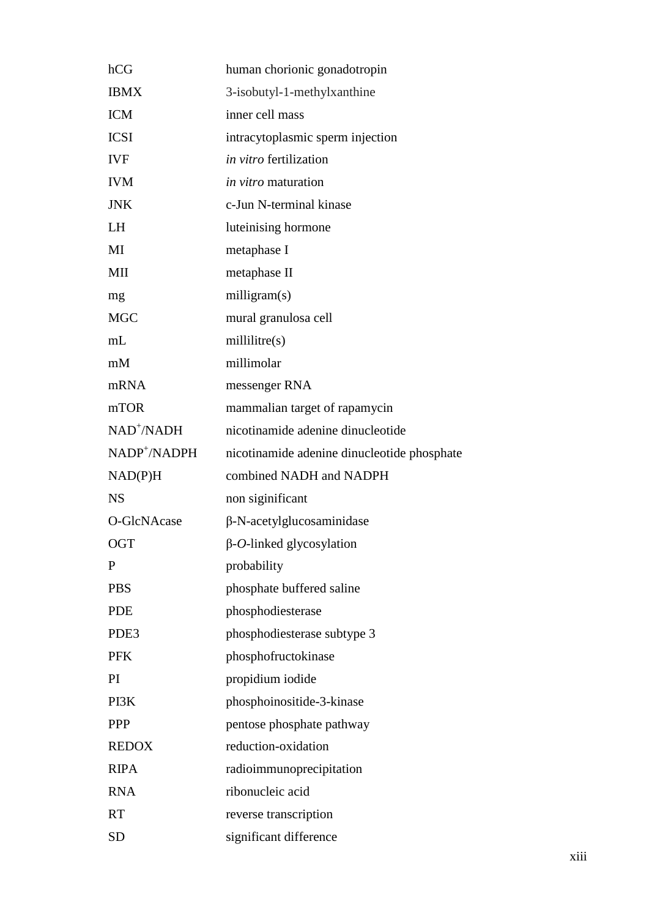| | |
|---|---|
| hCG | human chorionic gonadotropin |
| IBMX | 3-isobutyl-1-methylxanthine |
| ICM | inner cell mass |
| ICSI | intracytoplasmic sperm injection |
| IVF | *in vitro* fertilization |
| IVM | *in vitro* maturation |
| JNK | c-Jun N-terminal kinase |
| LH | luteinising hormone |
| MI | metaphase I |
| MII | metaphase II |
| mg | milligram(s) |
| MGC | mural granulosa cell |
| mL | millilitre(s) |
| mM | millimolar |
| mRNA | messenger RNA |
| mTOR | mammalian target of rapamycin |
| $NAD^+$/NADH | nicotinamide adenine dinucleotide |
| $NADP^+$/NADPH | nicotinamide adenine dinucleotide phosphate |
| NAD(P)H | combined NADH and NADPH |
| NS | non siginificant |
| O-GlcNAcase | β-N-acetylglucosaminidase |
| OGT | β-*O*-linked glycosylation |
| P | probability |
| PBS | phosphate buffered saline |
| PDE | phosphodiesterase |
| PDE3 | phosphodiesterase subtype 3 |
| PFK | phosphofructokinase |
| PI | propidium iodide |
| PI3K | phosphoinositide-3-kinase |
| PPP | pentose phosphate pathway |
| REDOX | reduction-oxidation |
| RIPA | radioimmunoprecipitation |
| RNA | ribonucleic acid |
| RT | reverse transcription |
| SD | significant difference |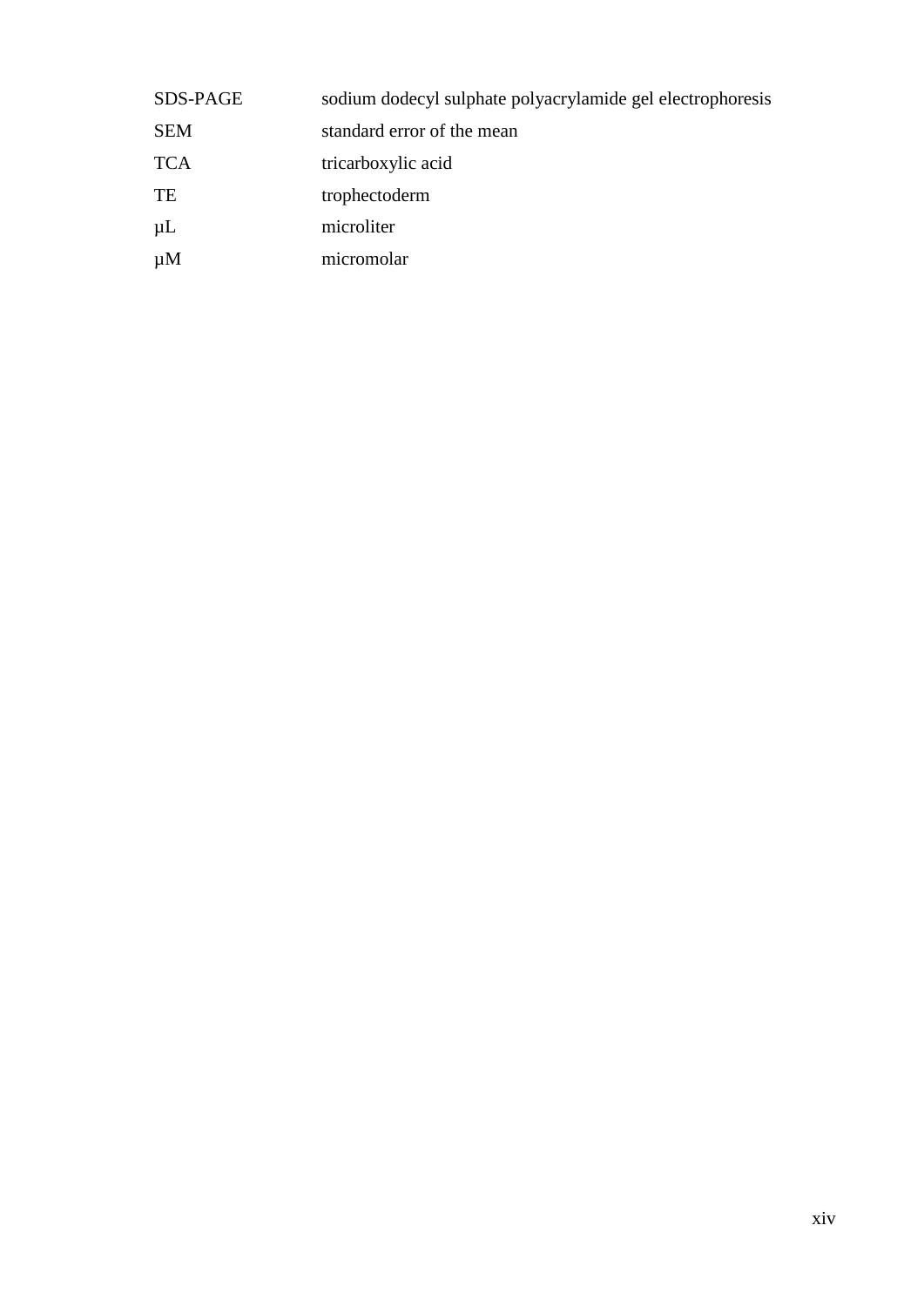| | |
|---|---|
| SDS-PAGE | sodium dodecyl sulphate polyacrylamide gel electrophoresis |
| SEM | standard error of the mean |
| TCA | tricarboxylic acid |
| TE | trophectoderm |
| μL | microliter |
| μM | micromolar |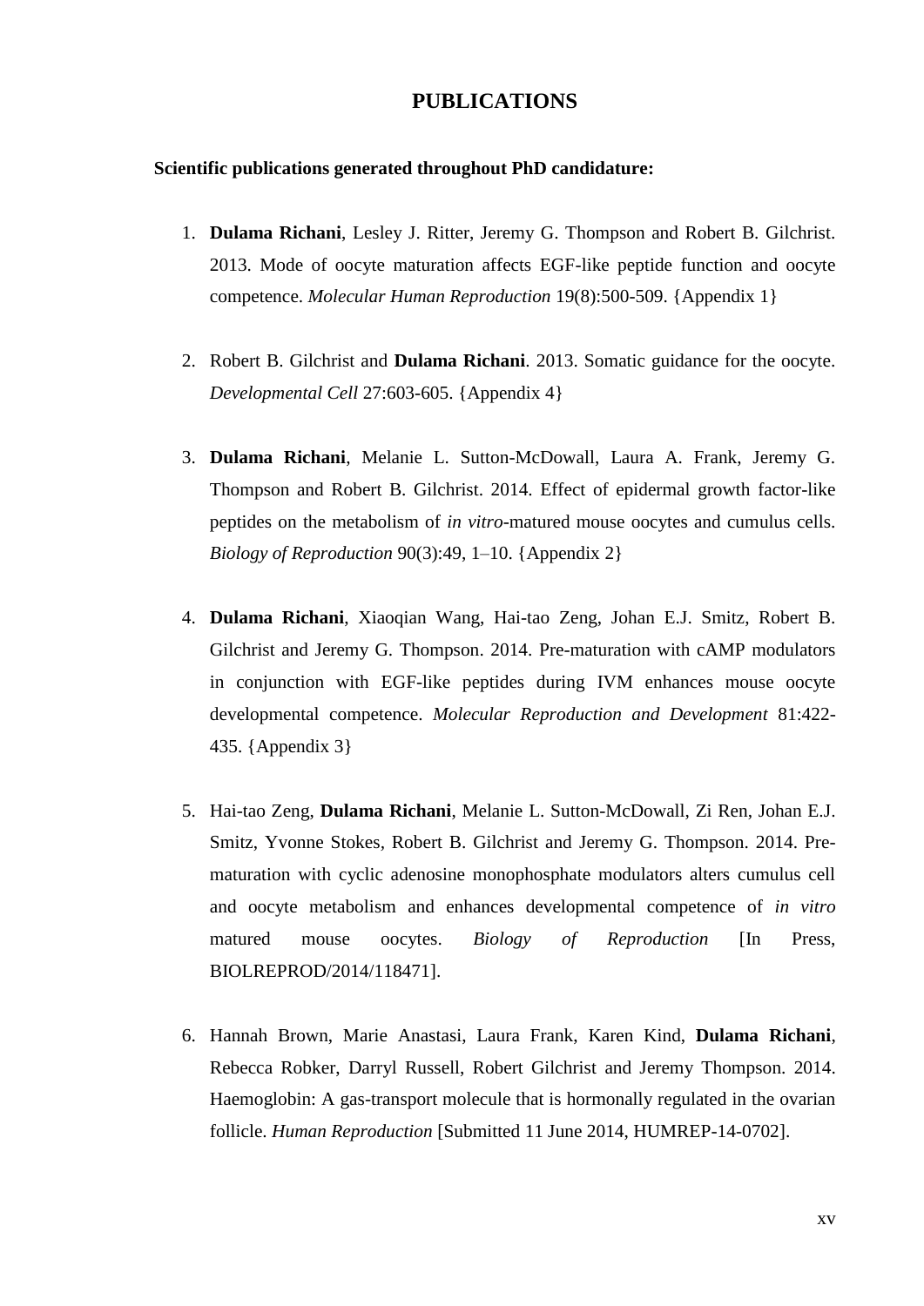# PUBLICATIONS

**Scientific publications generated throughout PhD candidature:**

1. **Dulama Richani**, Lesley J. Ritter, Jeremy G. Thompson and Robert B. Gilchrist. 2013. Mode of oocyte maturation affects EGF-like peptide function and oocyte competence. *Molecular Human Reproduction* 19(8):500-509. {Appendix 1}

2. Robert B. Gilchrist and **Dulama Richani**. 2013. Somatic guidance for the oocyte. *Developmental Cell* 27:603-605. {Appendix 4}

3. **Dulama Richani**, Melanie L. Sutton-McDowall, Laura A. Frank, Jeremy G. Thompson and Robert B. Gilchrist. 2014. Effect of epidermal growth factor-like peptides on the metabolism of *in vitro*-matured mouse oocytes and cumulus cells. *Biology of Reproduction* 90(3):49, 1–10. {Appendix 2}

4. **Dulama Richani**, Xiaoqian Wang, Hai-tao Zeng, Johan E.J. Smitz, Robert B. Gilchrist and Jeremy G. Thompson. 2014. Pre-maturation with cAMP modulators in conjunction with EGF-like peptides during IVM enhances mouse oocyte developmental competence. *Molecular Reproduction and Development* 81:422-435. {Appendix 3}

5. Hai-tao Zeng, **Dulama Richani**, Melanie L. Sutton-McDowall, Zi Ren, Johan E.J. Smitz, Yvonne Stokes, Robert B. Gilchrist and Jeremy G. Thompson. 2014. Pre-maturation with cyclic adenosine monophosphate modulators alters cumulus cell and oocyte metabolism and enhances developmental competence of *in vitro* matured mouse oocytes. *Biology of Reproduction* [In Press, BIOLREPROD/2014/118471].

6. Hannah Brown, Marie Anastasi, Laura Frank, Karen Kind, **Dulama Richani**, Rebecca Robker, Darryl Russell, Robert Gilchrist and Jeremy Thompson. 2014. Haemoglobin: A gas-transport molecule that is hormonally regulated in the ovarian follicle. *Human Reproduction* [Submitted 11 June 2014, HUMREP-14-0702].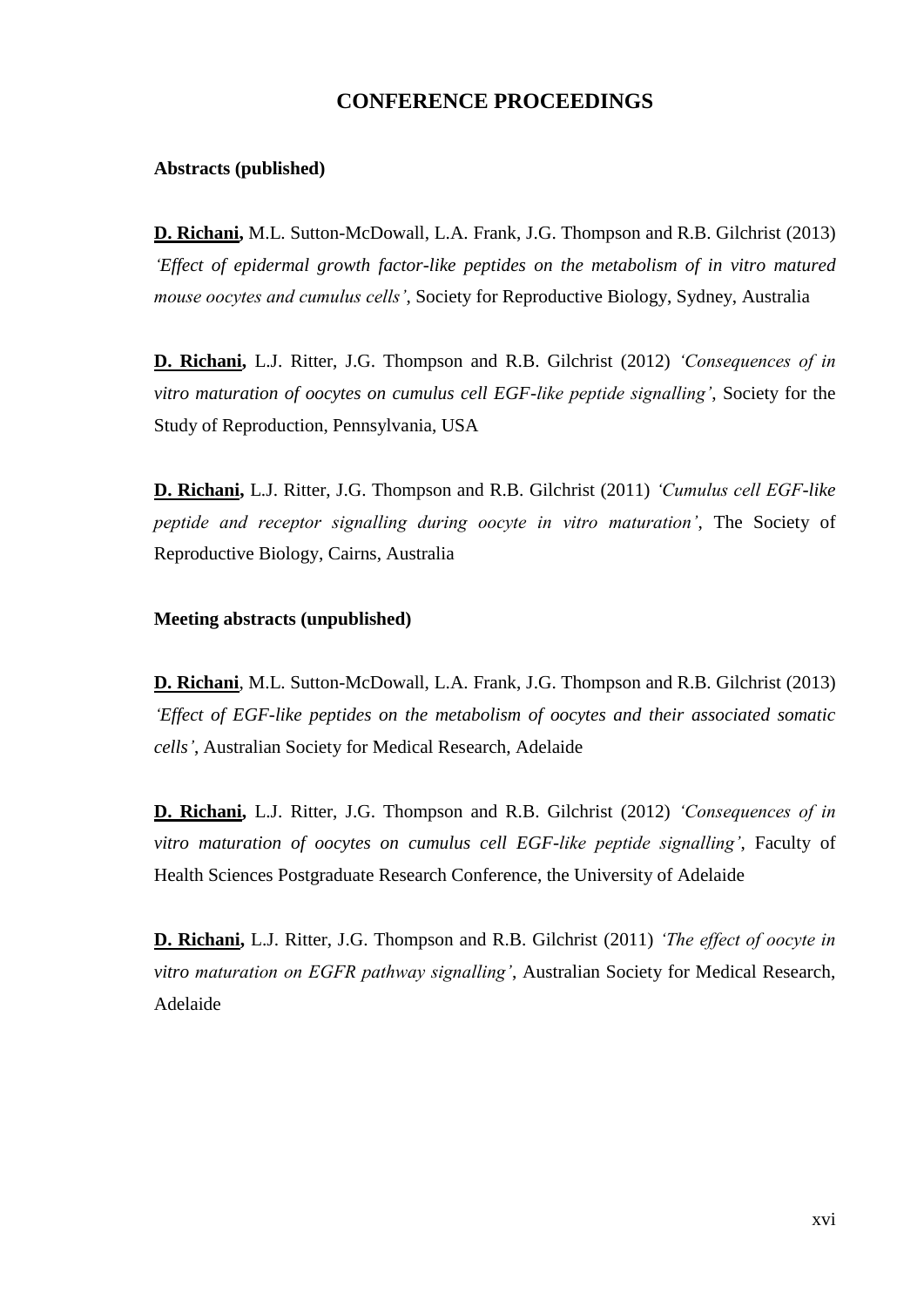# CONFERENCE PROCEEDINGS

**Abstracts (published)**

**D. Richani,** M.L. Sutton-McDowall, L.A. Frank, J.G. Thompson and R.B. Gilchrist (2013) *'Effect of epidermal growth factor-like peptides on the metabolism of in vitro matured mouse oocytes and cumulus cells'*, Society for Reproductive Biology, Sydney, Australia

**D. Richani,** L.J. Ritter, J.G. Thompson and R.B. Gilchrist (2012) *'Consequences of in vitro maturation of oocytes on cumulus cell EGF-like peptide signalling'*, Society for the Study of Reproduction, Pennsylvania, USA

**D. Richani,** L.J. Ritter, J.G. Thompson and R.B. Gilchrist (2011) *'Cumulus cell EGF-like peptide and receptor signalling during oocyte in vitro maturation'*, The Society of Reproductive Biology, Cairns, Australia

**Meeting abstracts (unpublished)**

**D. Richani**, M.L. Sutton-McDowall, L.A. Frank, J.G. Thompson and R.B. Gilchrist (2013) *'Effect of EGF-like peptides on the metabolism of oocytes and their associated somatic cells'*, Australian Society for Medical Research, Adelaide

**D. Richani,** L.J. Ritter, J.G. Thompson and R.B. Gilchrist (2012) *'Consequences of in vitro maturation of oocytes on cumulus cell EGF-like peptide signalling'*, Faculty of Health Sciences Postgraduate Research Conference, the University of Adelaide

**D. Richani,** L.J. Ritter, J.G. Thompson and R.B. Gilchrist (2011) *'The effect of oocyte in vitro maturation on EGFR pathway signalling'*, Australian Society for Medical Research, Adelaide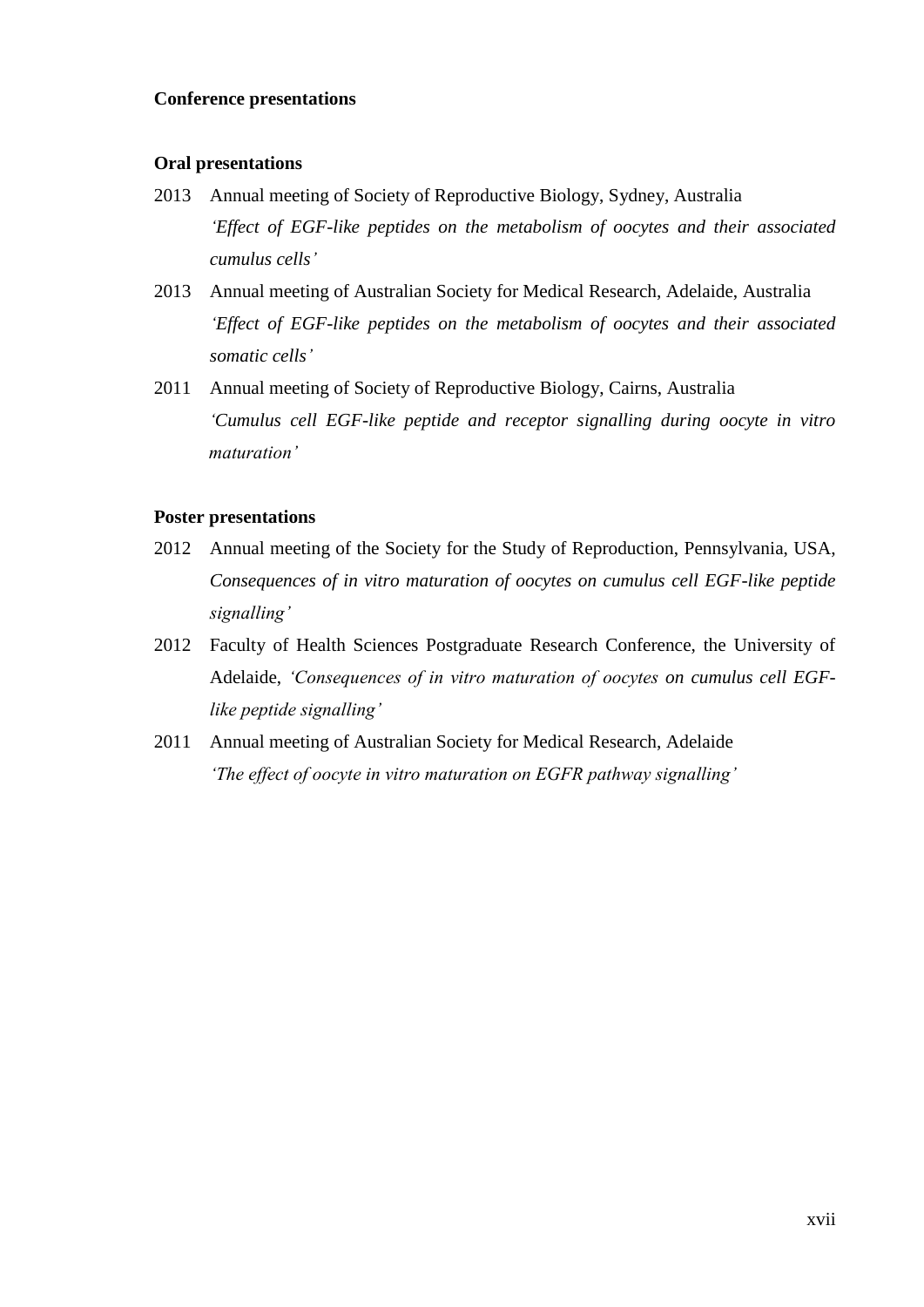**Conference presentations**

**Oral presentations**

2013 Annual meeting of Society of Reproductive Biology, Sydney, Australia
*'Effect of EGF-like peptides on the metabolism of oocytes and their associated cumulus cells'*

2013 Annual meeting of Australian Society for Medical Research, Adelaide, Australia
*'Effect of EGF-like peptides on the metabolism of oocytes and their associated somatic cells'*

2011 Annual meeting of Society of Reproductive Biology, Cairns, Australia
*'Cumulus cell EGF-like peptide and receptor signalling during oocyte in vitro maturation'*

**Poster presentations**

2012 Annual meeting of the Society for the Study of Reproduction, Pennsylvania, USA, *Consequences of in vitro maturation of oocytes on cumulus cell EGF-like peptide signalling'*

2012 Faculty of Health Sciences Postgraduate Research Conference, the University of Adelaide, *'Consequences of in vitro maturation of oocytes on cumulus cell EGF-like peptide signalling'*

2011 Annual meeting of Australian Society for Medical Research, Adelaide
*'The effect of oocyte in vitro maturation on EGFR pathway signalling'*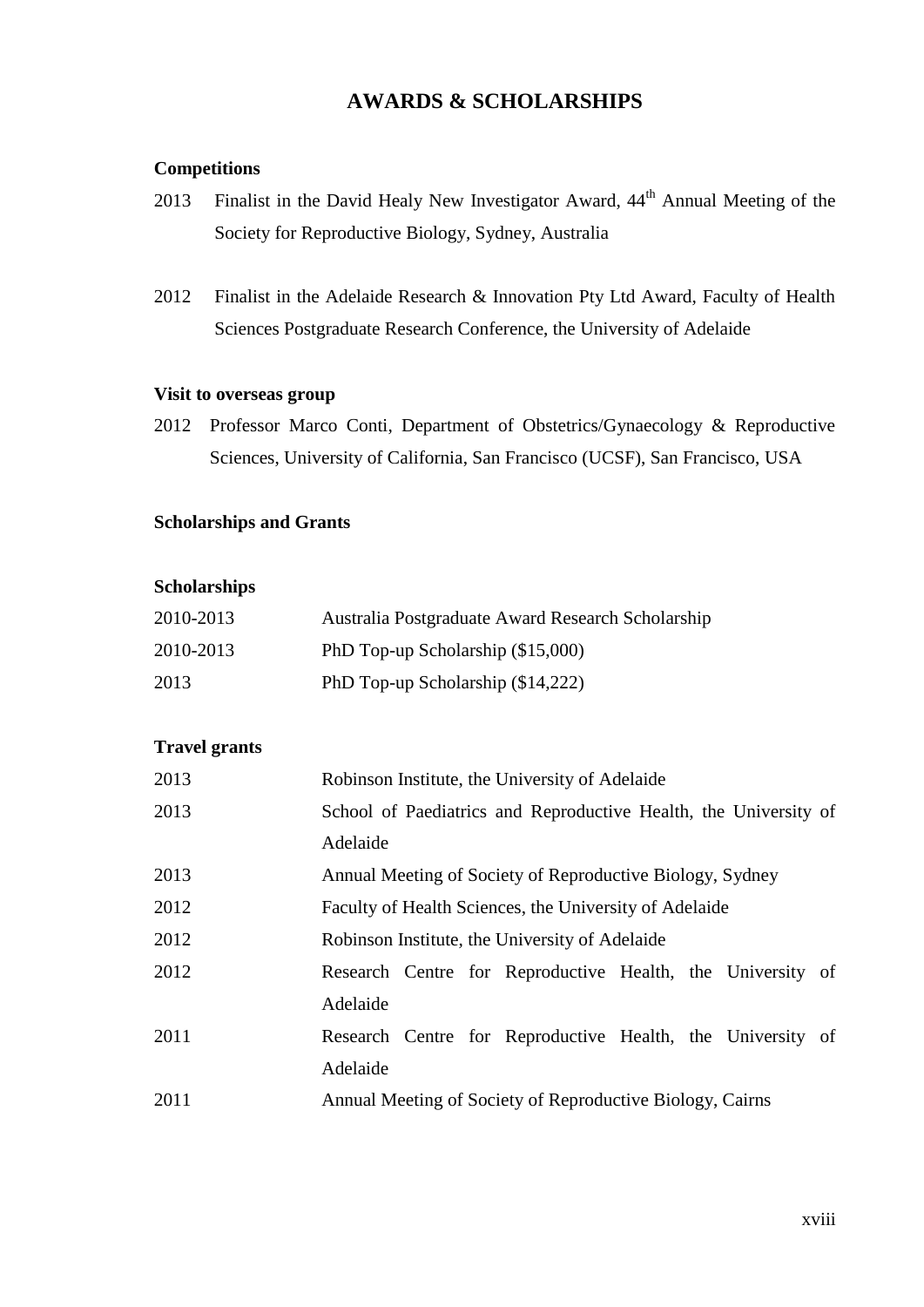# AWARDS & SCHOLARSHIPS

**Competitions**

2013 Finalist in the David Healy New Investigator Award, 44th Annual Meeting of the Society for Reproductive Biology, Sydney, Australia

2012 Finalist in the Adelaide Research & Innovation Pty Ltd Award, Faculty of Health Sciences Postgraduate Research Conference, the University of Adelaide

**Visit to overseas group**

2012 Professor Marco Conti, Department of Obstetrics/Gynaecology & Reproductive Sciences, University of California, San Francisco (UCSF), San Francisco, USA

**Scholarships and Grants**

**Scholarships**

| | |
|---|---|
| 2010-2013 | Australia Postgraduate Award Research Scholarship |
| 2010-2013 | PhD Top-up Scholarship ($15,000) |
| 2013 | PhD Top-up Scholarship ($14,222) |

**Travel grants**

| | |
|---|---|
| 2013 | Robinson Institute, the University of Adelaide |
| 2013 | School of Paediatrics and Reproductive Health, the University of Adelaide |
| 2013 | Annual Meeting of Society of Reproductive Biology, Sydney |
| 2012 | Faculty of Health Sciences, the University of Adelaide |
| 2012 | Robinson Institute, the University of Adelaide |
| 2012 | Research Centre for Reproductive Health, the University of Adelaide |
| 2011 | Research Centre for Reproductive Health, the University of Adelaide |
| 2011 | Annual Meeting of Society of Reproductive Biology, Cairns |